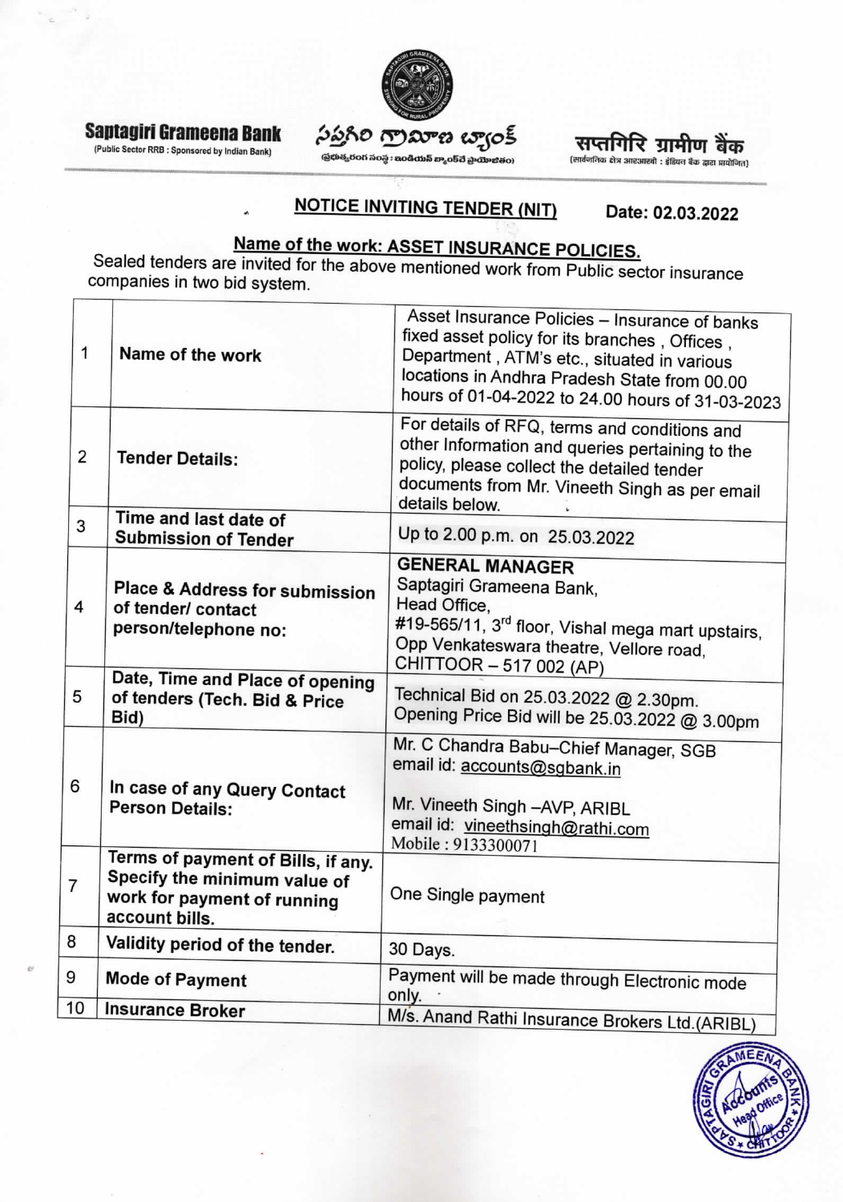**Saptagiri Grameena Bank**
(Public Sector RRB : Sponsored by Indian Bank)

సప్తగిరి గ్రామీణ బ్యాంక్
(ప్రభుత్వరంగ సంస్థ : ఇండియన్ బ్యాంక్‌చే ప్రాయోజితం)

सप्तगिरि ग्रामीण बैंक
(सार्वजनिक क्षेत्र आरआरबी : इंडियन बैंक द्वारा प्रायोजित)

## NOTICE INVITING TENDER (NIT)

**Date: 02.03.2022**

## Name of the work: ASSET INSURANCE POLICIES.

Sealed tenders are invited for the above mentioned work from Public sector insurance companies in two bid system.

| | | |
|---|---|---|
| 1 | **Name of the work** | Asset Insurance Policies – Insurance of banks fixed asset policy for its branches , Offices , Department , ATM's etc., situated in various locations in Andhra Pradesh State from 00.00 hours of 01-04-2022 to 24.00 hours of 31-03-2023 |
| 2 | **Tender Details:** | For details of RFQ, terms and conditions and other Information and queries pertaining to the policy, please collect the detailed tender documents from Mr. Vineeth Singh as per email details below. |
| 3 | **Time and last date of Submission of Tender** | Up to 2.00 p.m. on 25.03.2022 |
| 4 | **Place & Address for submission of tender/ contact person/telephone no:** | **GENERAL MANAGER**<br>Saptagiri Grameena Bank,<br>Head Office,<br>#19-565/11, 3rd floor, Vishal mega mart upstairs,<br>Opp Venkateswara theatre, Vellore road,<br>CHITTOOR – 517 002 (AP) |
| 5 | **Date, Time and Place of opening of tenders (Tech. Bid & Price Bid)** | Technical Bid on 25.03.2022 @ 2.30pm.<br>Opening Price Bid will be 25.03.2022 @ 3.00pm |
| 6 | **In case of any Query Contact Person Details:** | Mr. C Chandra Babu–Chief Manager, SGB<br>email id: accounts@sgbank.in<br><br>Mr. Vineeth Singh –AVP, ARIBL<br>email id: vineethsingh@rathi.com<br>Mobile : 9133300071 |
| 7 | **Terms of payment of Bills, if any. Specify the minimum value of work for payment of running account bills.** | One Single payment |
| 8 | **Validity period of the tender.** | 30 Days. |
| 9 | **Mode of Payment** | Payment will be made through Electronic mode only. |
| 10 | **Insurance Broker** | M/s. Anand Rathi Insurance Brokers Ltd.(ARIBL) |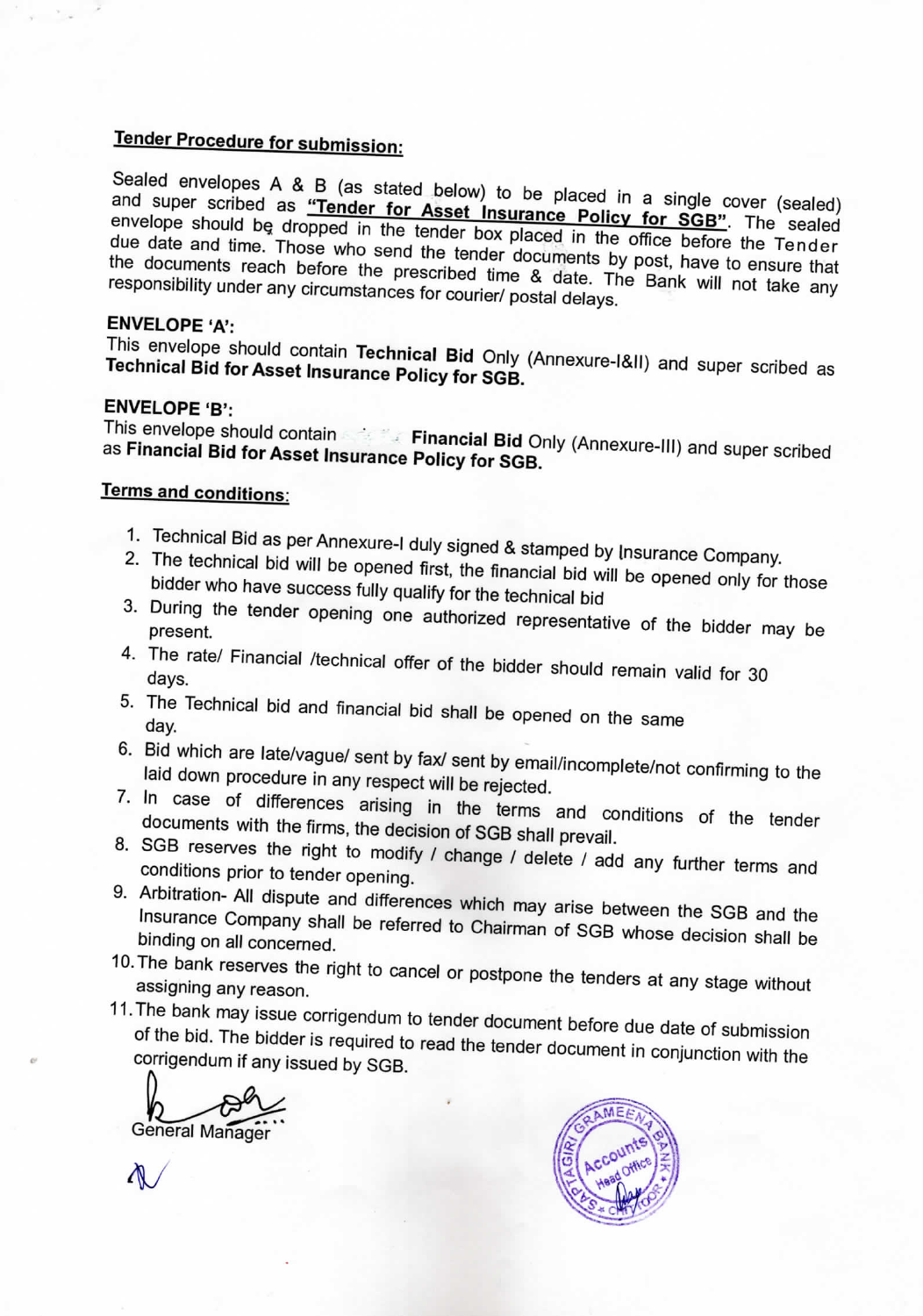**Tender Procedure for submission:**

Sealed envelopes A & B (as stated below) to be placed in a single cover (sealed) and super scribed as **"Tender for Asset Insurance Policy for SGB"**. The sealed envelope should be dropped in the tender box placed in the office before the Tender due date and time. Those who send the tender documents by post, have to ensure that the documents reach before the prescribed time & date. The Bank will not take any responsibility under any circumstances for courier/ postal delays.

**ENVELOPE 'A':**

This envelope should contain **Technical Bid** Only (Annexure-I&II) and super scribed as **Technical Bid for Asset Insurance Policy for SGB.**

**ENVELOPE 'B':**

This envelope should contain **Financial Bid** Only (Annexure-III) and super scribed as **Financial Bid for Asset Insurance Policy for SGB.**

**Terms and conditions:**

1. Technical Bid as per Annexure-I duly signed & stamped by Insurance Company.
2. The technical bid will be opened first, the financial bid will be opened only for those bidder who have success fully qualify for the technical bid
3. During the tender opening one authorized representative of the bidder may be present.
4. The rate/ Financial /technical offer of the bidder should remain valid for 30 days.
5. The Technical bid and financial bid shall be opened on the same day.
6. Bid which are late/vague/ sent by fax/ sent by email/incomplete/not confirming to the laid down procedure in any respect will be rejected.
7. In case of differences arising in the terms and conditions of the tender documents with the firms, the decision of SGB shall prevail.
8. SGB reserves the right to modify / change / delete / add any further terms and conditions prior to tender opening.
9. Arbitration- All dispute and differences which may arise between the SGB and the Insurance Company shall be referred to Chairman of SGB whose decision shall be binding on all concerned.
10. The bank reserves the right to cancel or postpone the tenders at any stage without assigning any reason.
11. The bank may issue corrigendum to tender document before due date of submission of the bid. The bidder is required to read the tender document in conjunction with the corrigendum if any issued by SGB.

General Manager

SAPTAGIRI GRAMEENA BANK, Accounts, Head Office, CHITTOOR